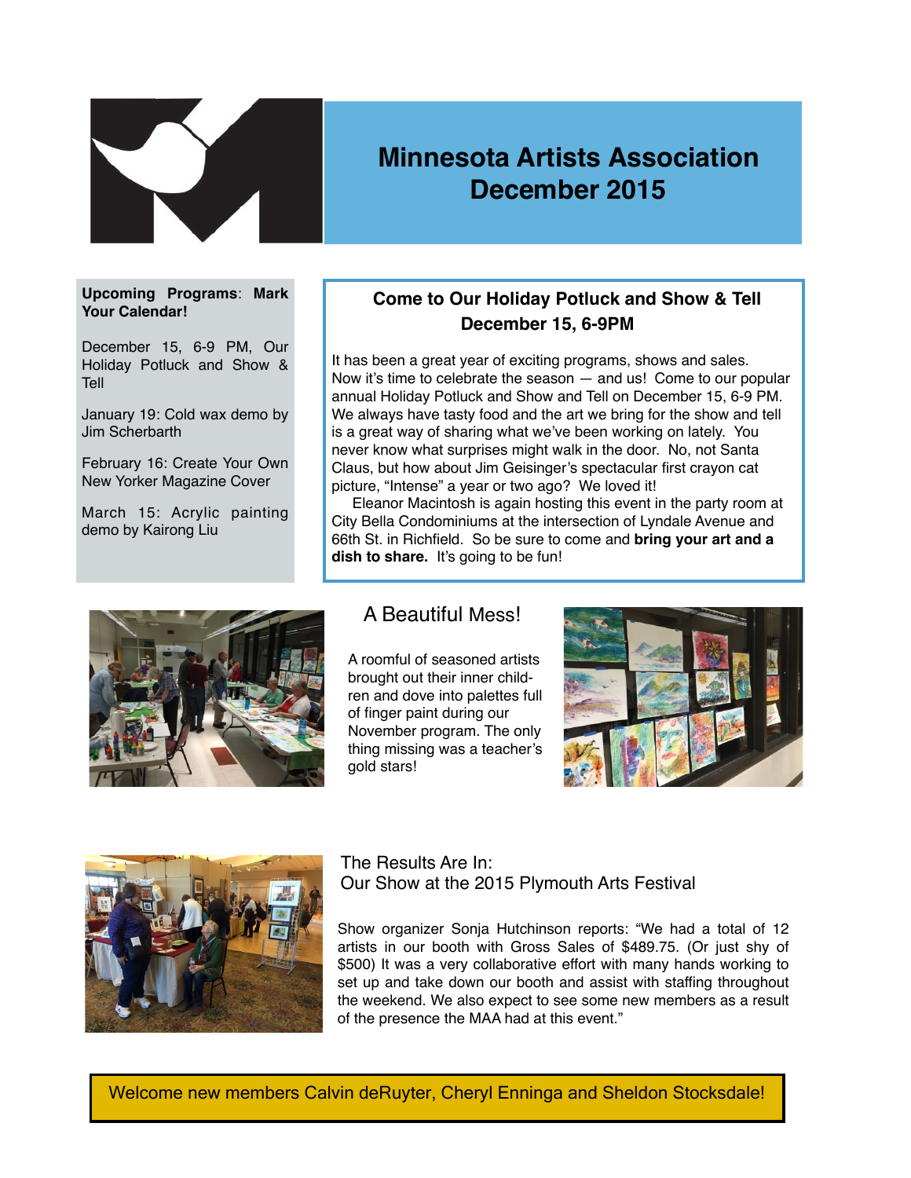# Minnesota Artists Association
# December 2015

**Upcoming Programs**: **Mark Your Calendar!**

December 15, 6-9 PM, Our Holiday Potluck and Show & Tell

January 19: Cold wax demo by Jim Scherbarth

February 16: Create Your Own New Yorker Magazine Cover

March 15: Acrylic painting demo by Kairong Liu

## Come to Our Holiday Potluck and Show & Tell December 15, 6-9PM

It has been a great year of exciting programs, shows and sales. Now it's time to celebrate the season — and us! Come to our popular annual Holiday Potluck and Show and Tell on December 15, 6-9 PM. We always have tasty food and the art we bring for the show and tell is a great way of sharing what we've been working on lately. You never know what surprises might walk in the door. No, not Santa Claus, but how about Jim Geisinger's spectacular first crayon cat picture, "Intense" a year or two ago? We loved it!

Eleanor Macintosh is again hosting this event in the party room at City Bella Condominiums at the intersection of Lyndale Avenue and 66th St. in Richfield. So be sure to come and **bring your art and a dish to share.** It's going to be fun!

## A Beautiful Mess!

A roomful of seasoned artists brought out their inner children and dove into palettes full of finger paint during our November program. The only thing missing was a teacher's gold stars!

## The Results Are In: Our Show at the 2015 Plymouth Arts Festival

Show organizer Sonja Hutchinson reports: "We had a total of 12 artists in our booth with Gross Sales of $489.75. (Or just shy of $500) It was a very collaborative effort with many hands working to set up and take down our booth and assist with staffing throughout the weekend. We also expect to see some new members as a result of the presence the MAA had at this event."

Welcome new members Calvin deRuyter, Cheryl Enninga and Sheldon Stocksdale!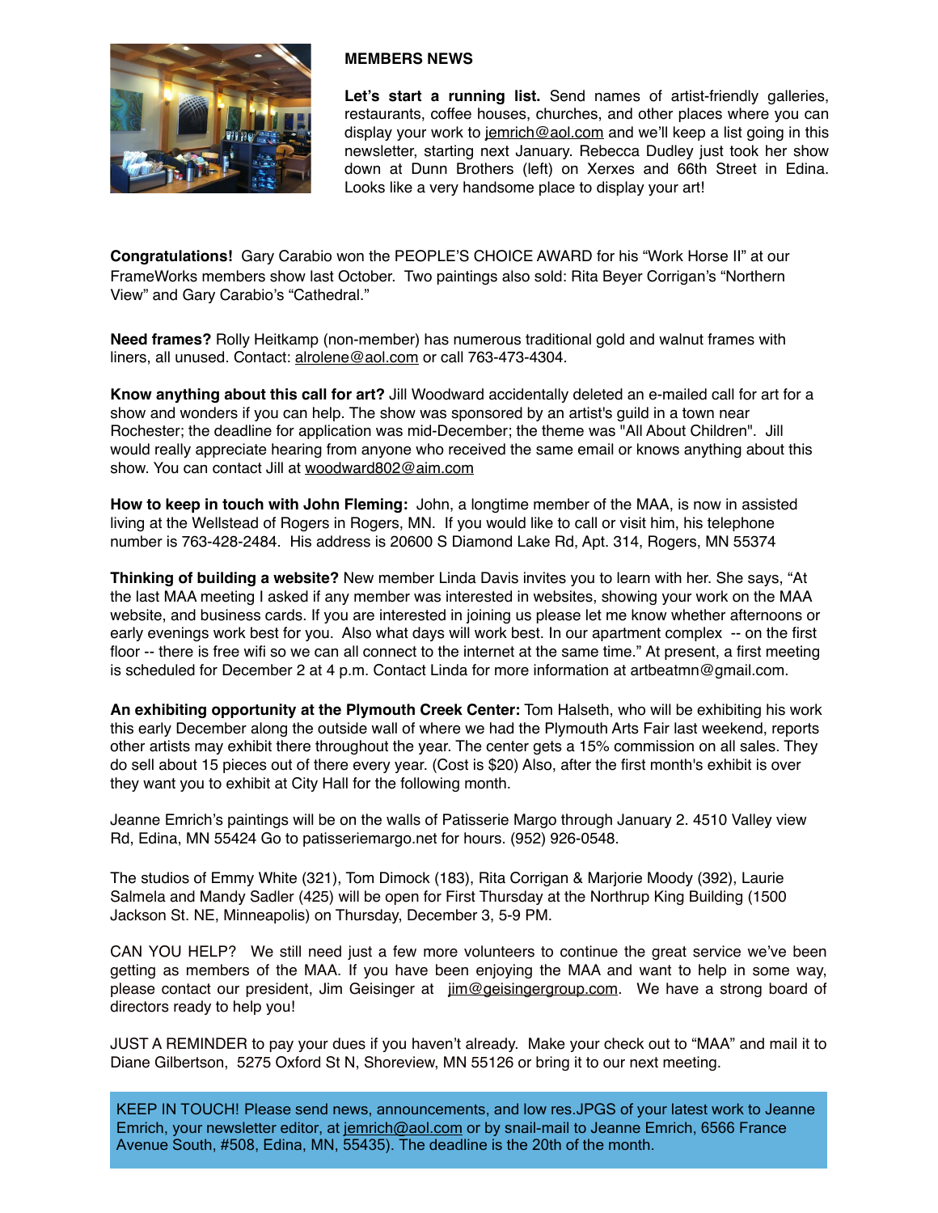## MEMBERS NEWS

**Let's start a running list.** Send names of artist-friendly galleries, restaurants, coffee houses, churches, and other places where you can display your work to jemrich@aol.com and we'll keep a list going in this newsletter, starting next January. Rebecca Dudley just took her show down at Dunn Brothers (left) on Xerxes and 66th Street in Edina. Looks like a very handsome place to display your art!

**Congratulations!** Gary Carabio won the PEOPLE'S CHOICE AWARD for his "Work Horse II" at our FrameWorks members show last October. Two paintings also sold: Rita Beyer Corrigan's "Northern View" and Gary Carabio's "Cathedral."

**Need frames?** Rolly Heitkamp (non-member) has numerous traditional gold and walnut frames with liners, all unused. Contact: alrolene@aol.com or call 763-473-4304.

**Know anything about this call for art?** Jill Woodward accidentally deleted an e-mailed call for art for a show and wonders if you can help. The show was sponsored by an artist's guild in a town near Rochester; the deadline for application was mid-December; the theme was "All About Children". Jill would really appreciate hearing from anyone who received the same email or knows anything about this show. You can contact Jill at woodward802@aim.com

**How to keep in touch with John Fleming:** John, a longtime member of the MAA, is now in assisted living at the Wellstead of Rogers in Rogers, MN. If you would like to call or visit him, his telephone number is 763-428-2484. His address is 20600 S Diamond Lake Rd, Apt. 314, Rogers, MN 55374

**Thinking of building a website?** New member Linda Davis invites you to learn with her. She says, "At the last MAA meeting I asked if any member was interested in websites, showing your work on the MAA website, and business cards. If you are interested in joining us please let me know whether afternoons or early evenings work best for you. Also what days will work best. In our apartment complex -- on the first floor -- there is free wifi so we can all connect to the internet at the same time." At present, a first meeting is scheduled for December 2 at 4 p.m. Contact Linda for more information at artbeatmn@gmail.com.

**An exhibiting opportunity at the Plymouth Creek Center:** Tom Halseth, who will be exhibiting his work this early December along the outside wall of where we had the Plymouth Arts Fair last weekend, reports other artists may exhibit there throughout the year. The center gets a 15% commission on all sales. They do sell about 15 pieces out of there every year. (Cost is $20) Also, after the first month's exhibit is over they want you to exhibit at City Hall for the following month.

Jeanne Emrich's paintings will be on the walls of Patisserie Margo through January 2. 4510 Valley view Rd, Edina, MN 55424 Go to patisseriemargo.net for hours. (952) 926-0548.

The studios of Emmy White (321), Tom Dimock (183), Rita Corrigan & Marjorie Moody (392), Laurie Salmela and Mandy Sadler (425) will be open for First Thursday at the Northrup King Building (1500 Jackson St. NE, Minneapolis) on Thursday, December 3, 5-9 PM.

CAN YOU HELP? We still need just a few more volunteers to continue the great service we've been getting as members of the MAA. If you have been enjoying the MAA and want to help in some way, please contact our president, Jim Geisinger at jim@geisingergroup.com. We have a strong board of directors ready to help you!

JUST A REMINDER to pay your dues if you haven't already. Make your check out to "MAA" and mail it to Diane Gilbertson, 5275 Oxford St N, Shoreview, MN 55126 or bring it to our next meeting.

KEEP IN TOUCH! Please send news, announcements, and low res.JPGS of your latest work to Jeanne Emrich, your newsletter editor, at jemrich@aol.com or by snail-mail to Jeanne Emrich, 6566 France Avenue South, #508, Edina, MN, 55435). The deadline is the 20th of the month.